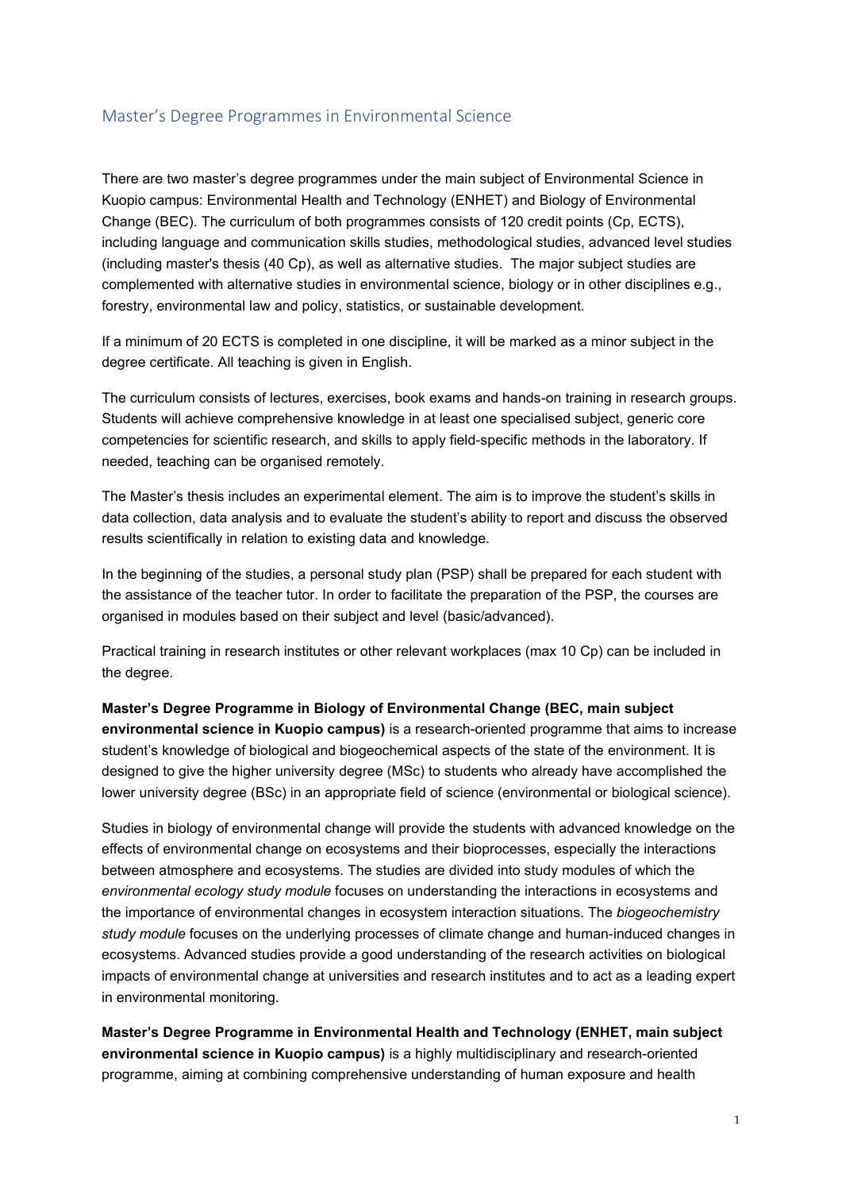## Master's Degree Programmes in Environmental Science

There are two master's degree programmes under the main subject of Environmental Science in Kuopio campus: Environmental Health and Technology (ENHET) and Biology of Environmental Change (BEC). The curriculum of both programmes consists of 120 credit points (Cp, ECTS), including language and communication skills studies, methodological studies, advanced level studies (including master's thesis (40 Cp), as well as alternative studies. The major subject studies are complemented with alternative studies in environmental science, biology or in other disciplines e.g., forestry, environmental law and policy, statistics, or sustainable development.

If a minimum of 20 ECTS is completed in one discipline, it will be marked as a minor subject in the degree certificate. All teaching is given in English.

The curriculum consists of lectures, exercises, book exams and hands-on training in research groups. Students will achieve comprehensive knowledge in at least one specialised subject, generic core competencies for scientific research, and skills to apply field-specific methods in the laboratory. If needed, teaching can be organised remotely.

The Master's thesis includes an experimental element. The aim is to improve the student's skills in data collection, data analysis and to evaluate the student's ability to report and discuss the observed results scientifically in relation to existing data and knowledge.

In the beginning of the studies, a personal study plan (PSP) shall be prepared for each student with the assistance of the teacher tutor. In order to facilitate the preparation of the PSP, the courses are organised in modules based on their subject and level (basic/advanced).

Practical training in research institutes or other relevant workplaces (max 10 Cp) can be included in the degree.

**Master's Degree Programme in Biology of Environmental Change (BEC, main subject environmental science in Kuopio campus)** is a research-oriented programme that aims to increase student's knowledge of biological and biogeochemical aspects of the state of the environment. It is designed to give the higher university degree (MSc) to students who already have accomplished the lower university degree (BSc) in an appropriate field of science (environmental or biological science).

Studies in biology of environmental change will provide the students with advanced knowledge on the effects of environmental change on ecosystems and their bioprocesses, especially the interactions between atmosphere and ecosystems. The studies are divided into study modules of which the *environmental ecology study module* focuses on understanding the interactions in ecosystems and the importance of environmental changes in ecosystem interaction situations. The *biogeochemistry study module* focuses on the underlying processes of climate change and human-induced changes in ecosystems. Advanced studies provide a good understanding of the research activities on biological impacts of environmental change at universities and research institutes and to act as a leading expert in environmental monitoring.

**Master's Degree Programme in Environmental Health and Technology (ENHET, main subject environmental science in Kuopio campus)** is a highly multidisciplinary and research-oriented programme, aiming at combining comprehensive understanding of human exposure and health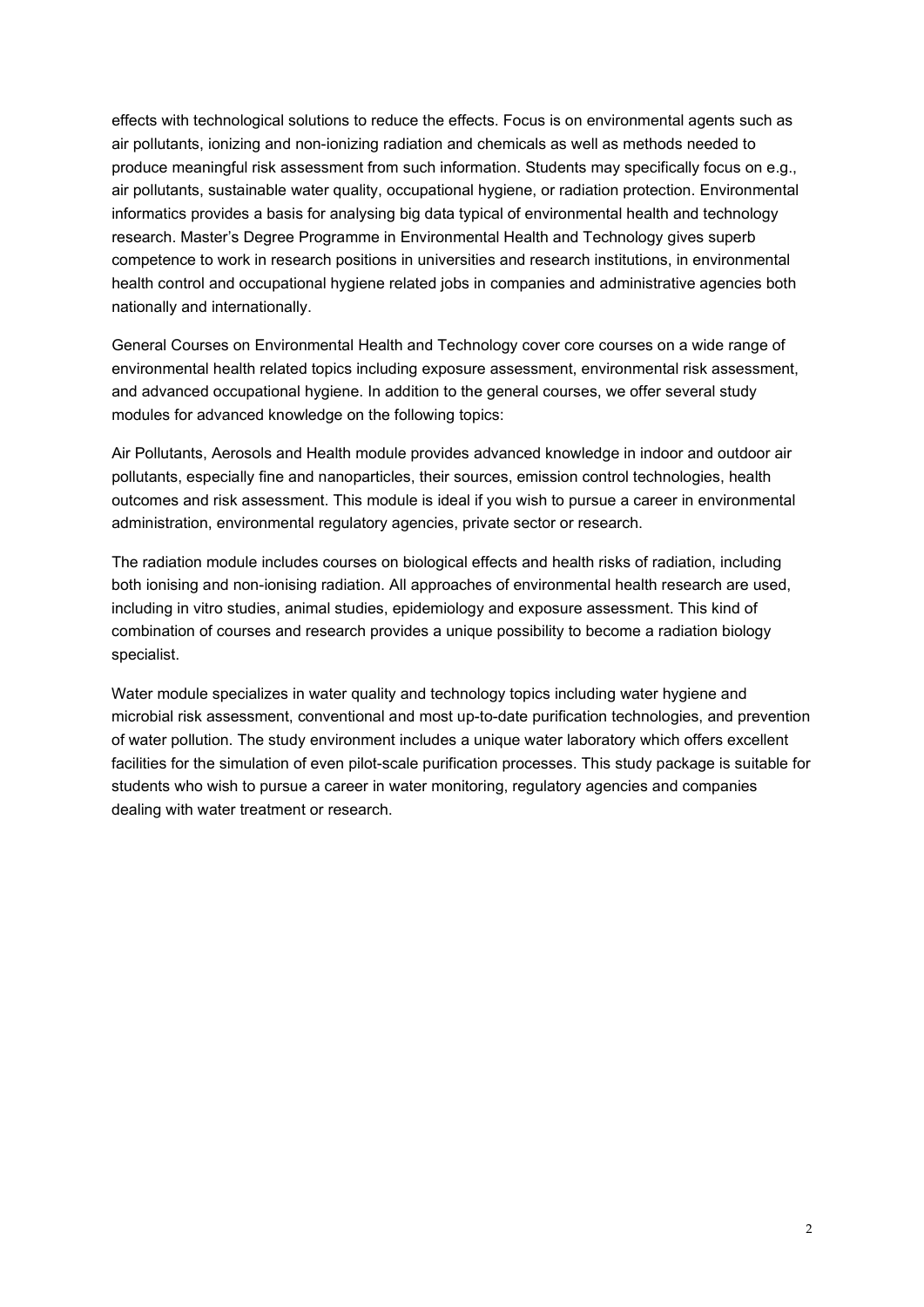effects with technological solutions to reduce the effects. Focus is on environmental agents such as air pollutants, ionizing and non-ionizing radiation and chemicals as well as methods needed to produce meaningful risk assessment from such information. Students may specifically focus on e.g., air pollutants, sustainable water quality, occupational hygiene, or radiation protection. Environmental informatics provides a basis for analysing big data typical of environmental health and technology research. Master's Degree Programme in Environmental Health and Technology gives superb competence to work in research positions in universities and research institutions, in environmental health control and occupational hygiene related jobs in companies and administrative agencies both nationally and internationally.

General Courses on Environmental Health and Technology cover core courses on a wide range of environmental health related topics including exposure assessment, environmental risk assessment, and advanced occupational hygiene. In addition to the general courses, we offer several study modules for advanced knowledge on the following topics:

Air Pollutants, Aerosols and Health module provides advanced knowledge in indoor and outdoor air pollutants, especially fine and nanoparticles, their sources, emission control technologies, health outcomes and risk assessment. This module is ideal if you wish to pursue a career in environmental administration, environmental regulatory agencies, private sector or research.

The radiation module includes courses on biological effects and health risks of radiation, including both ionising and non-ionising radiation. All approaches of environmental health research are used, including in vitro studies, animal studies, epidemiology and exposure assessment. This kind of combination of courses and research provides a unique possibility to become a radiation biology specialist.

Water module specializes in water quality and technology topics including water hygiene and microbial risk assessment, conventional and most up-to-date purification technologies, and prevention of water pollution. The study environment includes a unique water laboratory which offers excellent facilities for the simulation of even pilot-scale purification processes. This study package is suitable for students who wish to pursue a career in water monitoring, regulatory agencies and companies dealing with water treatment or research.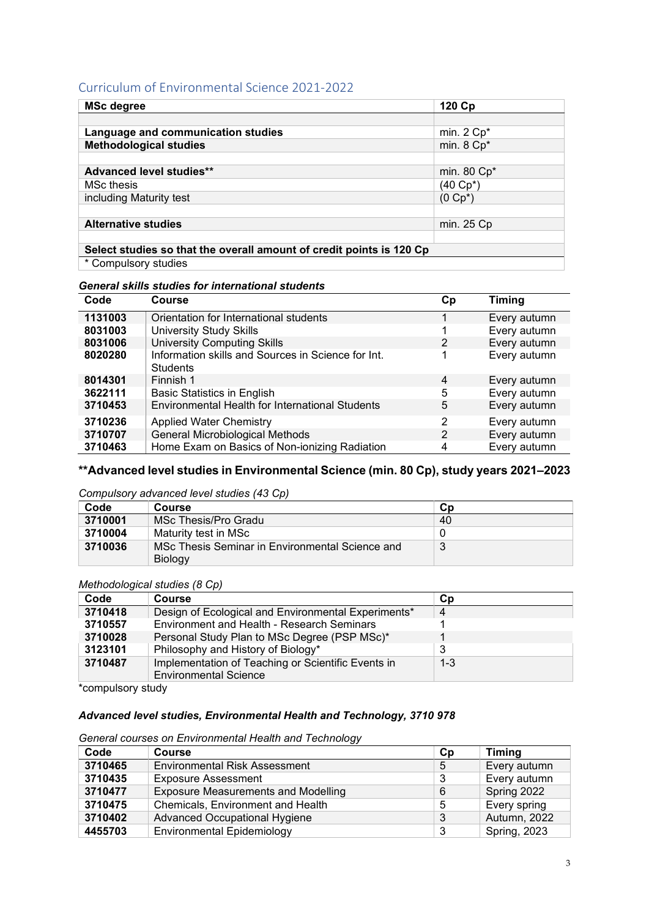## Curriculum of Environmental Science 2021-2022

| MSc degree | 120 Cp |
|---|---|
| | |
| **Language and communication studies** | min. 2 Cp* |
| **Methodological studies** | min. 8 Cp* |
| | |
| **Advanced level studies**** | min. 80 Cp* |
| MSc thesis | (40 Cp*) |
| including Maturity test | (0 Cp*) |
| | |
| **Alternative studies** | min. 25 Cp |
| | |
| **Select studies so that the overall amount of credit points is 120 Cp** | |
| * Compulsory studies | |

***General skills studies for international students***

| Code | Course | Cp | Timing |
|---|---|---|---|
| **1131003** | Orientation for International students | 1 | Every autumn |
| **8031003** | University Study Skills | 1 | Every autumn |
| **8031006** | University Computing Skills | 2 | Every autumn |
| **8020280** | Information skills and Sources in Science for Int. Students | 1 | Every autumn |
| **8014301** | Finnish 1 | 4 | Every autumn |
| **3622111** | Basic Statistics in English | 5 | Every autumn |
| **3710453** | Environmental Health for International Students | 5 | Every autumn |
| **3710236** | Applied Water Chemistry | 2 | Every autumn |
| **3710707** | General Microbiological Methods | 2 | Every autumn |
| **3710463** | Home Exam on Basics of Non-ionizing Radiation | 4 | Every autumn |

### **Advanced level studies in Environmental Science (min. 80 Cp), study years 2021–2023

*Compulsory advanced level studies (43 Cp)*

| Code | Course | Cp |
|---|---|---|
| **3710001** | MSc Thesis/Pro Gradu | 40 |
| **3710004** | Maturity test in MSc | 0 |
| **3710036** | MSc Thesis Seminar in Environmental Science and Biology | 3 |

*Methodological studies (8 Cp)*

| Code | Course | Cp |
|---|---|---|
| **3710418** | Design of Ecological and Environmental Experiments* | 4 |
| **3710557** | Environment and Health - Research Seminars | 1 |
| **3710028** | Personal Study Plan to MSc Degree (PSP MSc)* | 1 |
| **3123101** | Philosophy and History of Biology* | 3 |
| **3710487** | Implementation of Teaching or Scientific Events in Environmental Science | 1-3 |

*compulsory study

### *Advanced level studies, Environmental Health and Technology, 3710 978*

*General courses on Environmental Health and Technology*

| Code | Course | Cp | Timing |
|---|---|---|---|
| **3710465** | Environmental Risk Assessment | 5 | Every autumn |
| **3710435** | Exposure Assessment | 3 | Every autumn |
| **3710477** | Exposure Measurements and Modelling | 6 | Spring 2022 |
| **3710475** | Chemicals, Environment and Health | 5 | Every spring |
| **3710402** | Advanced Occupational Hygiene | 3 | Autumn, 2022 |
| **4455703** | Environmental Epidemiology | 3 | Spring, 2023 |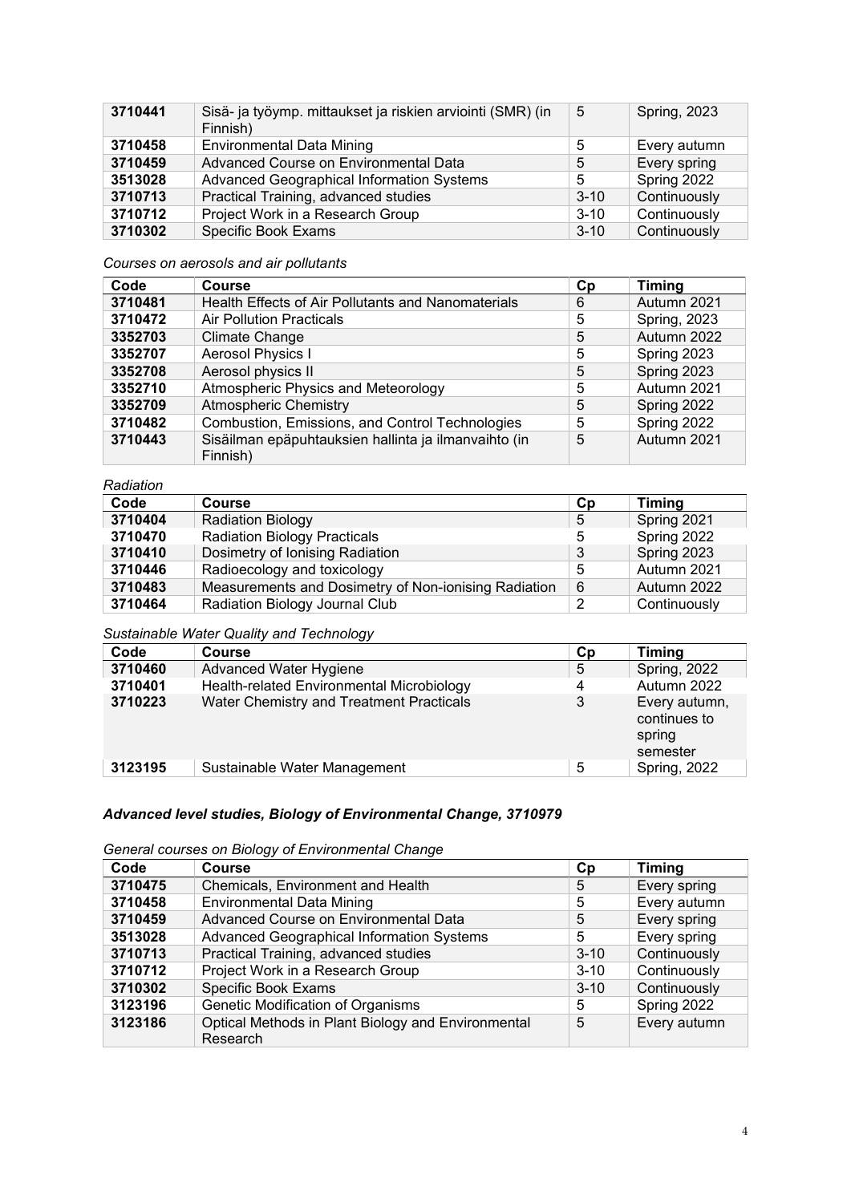| 3710441 | Sisä- ja työymp. mittaukset ja riskien arviointi (SMR) (in Finnish) | 5 | Spring, 2023 |
|---|---|---|---|
| 3710458 | Environmental Data Mining | 5 | Every autumn |
| 3710459 | Advanced Course on Environmental Data | 5 | Every spring |
| 3513028 | Advanced Geographical Information Systems | 5 | Spring 2022 |
| 3710713 | Practical Training, advanced studies | 3-10 | Continuously |
| 3710712 | Project Work in a Research Group | 3-10 | Continuously |
| 3710302 | Specific Book Exams | 3-10 | Continuously |

*Courses on aerosols and air pollutants*

| Code | Course | Cp | Timing |
|---|---|---|---|
| 3710481 | Health Effects of Air Pollutants and Nanomaterials | 6 | Autumn 2021 |
| 3710472 | Air Pollution Practicals | 5 | Spring, 2023 |
| 3352703 | Climate Change | 5 | Autumn 2022 |
| 3352707 | Aerosol Physics I | 5 | Spring 2023 |
| 3352708 | Aerosol physics II | 5 | Spring 2023 |
| 3352710 | Atmospheric Physics and Meteorology | 5 | Autumn 2021 |
| 3352709 | Atmospheric Chemistry | 5 | Spring 2022 |
| 3710482 | Combustion, Emissions, and Control Technologies | 5 | Spring 2022 |
| 3710443 | Sisäilman epäpuhtauksien hallinta ja ilmanvaihto (in Finnish) | 5 | Autumn 2021 |

*Radiation*

| Code | Course | Cp | Timing |
|---|---|---|---|
| 3710404 | Radiation Biology | 5 | Spring 2021 |
| 3710470 | Radiation Biology Practicals | 5 | Spring 2022 |
| 3710410 | Dosimetry of Ionising Radiation | 3 | Spring 2023 |
| 3710446 | Radioecology and toxicology | 5 | Autumn 2021 |
| 3710483 | Measurements and Dosimetry of Non-ionising Radiation | 6 | Autumn 2022 |
| 3710464 | Radiation Biology Journal Club | 2 | Continuously |

*Sustainable Water Quality and Technology*

| Code | Course | Cp | Timing |
|---|---|---|---|
| 3710460 | Advanced Water Hygiene | 5 | Spring, 2022 |
| 3710401 | Health-related Environmental Microbiology | 4 | Autumn 2022 |
| 3710223 | Water Chemistry and Treatment Practicals | 3 | Every autumn, continues to spring semester |
| 3123195 | Sustainable Water Management | 5 | Spring, 2022 |

### *Advanced level studies, Biology of Environmental Change, 3710979*

*General courses on Biology of Environmental Change*

| Code | Course | Cp | Timing |
|---|---|---|---|
| 3710475 | Chemicals, Environment and Health | 5 | Every spring |
| 3710458 | Environmental Data Mining | 5 | Every autumn |
| 3710459 | Advanced Course on Environmental Data | 5 | Every spring |
| 3513028 | Advanced Geographical Information Systems | 5 | Every spring |
| 3710713 | Practical Training, advanced studies | 3-10 | Continuously |
| 3710712 | Project Work in a Research Group | 3-10 | Continuously |
| 3710302 | Specific Book Exams | 3-10 | Continuously |
| 3123196 | Genetic Modification of Organisms | 5 | Spring 2022 |
| 3123186 | Optical Methods in Plant Biology and Environmental Research | 5 | Every autumn |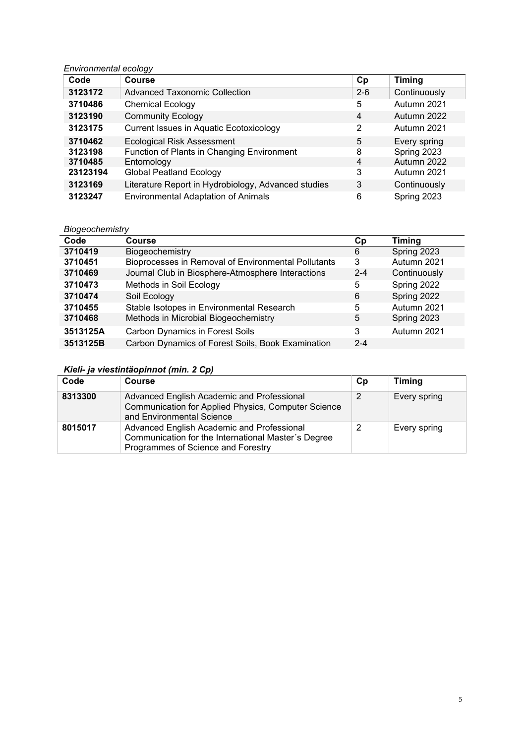*Environmental ecology*

| Code | Course | Cp | Timing |
|---|---|---|---|
| **3123172** | Advanced Taxonomic Collection | 2-6 | Continuously |
| **3710486** | Chemical Ecology | 5 | Autumn 2021 |
| **3123190** | Community Ecology | 4 | Autumn 2022 |
| **3123175** | Current Issues in Aquatic Ecotoxicology | 2 | Autumn 2021 |
| **3710462** | Ecological Risk Assessment | 5 | Every spring |
| **3123198** | Function of Plants in Changing Environment | 8 | Spring 2023 |
| **3710485** | Entomology | 4 | Autumn 2022 |
| **23123194** | Global Peatland Ecology | 3 | Autumn 2021 |
| **3123169** | Literature Report in Hydrobiology, Advanced studies | 3 | Continuously |
| **3123247** | Environmental Adaptation of Animals | 6 | Spring 2023 |

*Biogeochemistry*

| Code | Course | Cp | Timing |
|---|---|---|---|
| **3710419** | Biogeochemistry | 6 | Spring 2023 |
| **3710451** | Bioprocesses in Removal of Environmental Pollutants | 3 | Autumn 2021 |
| **3710469** | Journal Club in Biosphere-Atmosphere Interactions | 2-4 | Continuously |
| **3710473** | Methods in Soil Ecology | 5 | Spring 2022 |
| **3710474** | Soil Ecology | 6 | Spring 2022 |
| **3710455** | Stable Isotopes in Environmental Research | 5 | Autumn 2021 |
| **3710468** | Methods in Microbial Biogeochemistry | 5 | Spring 2023 |
| **3513125A** | Carbon Dynamics in Forest Soils | 3 | Autumn 2021 |
| **3513125B** | Carbon Dynamics of Forest Soils, Book Examination | 2-4 | |

***Kieli- ja viestintäopinnot (min. 2 Cp)***

| Code | Course | Cp | Timing |
|---|---|---|---|
| **8313300** | Advanced English Academic and Professional Communication for Applied Physics, Computer Science and Environmental Science | 2 | Every spring |
| **8015017** | Advanced English Academic and Professional Communication for the International Master´s Degree Programmes of Science and Forestry | 2 | Every spring |